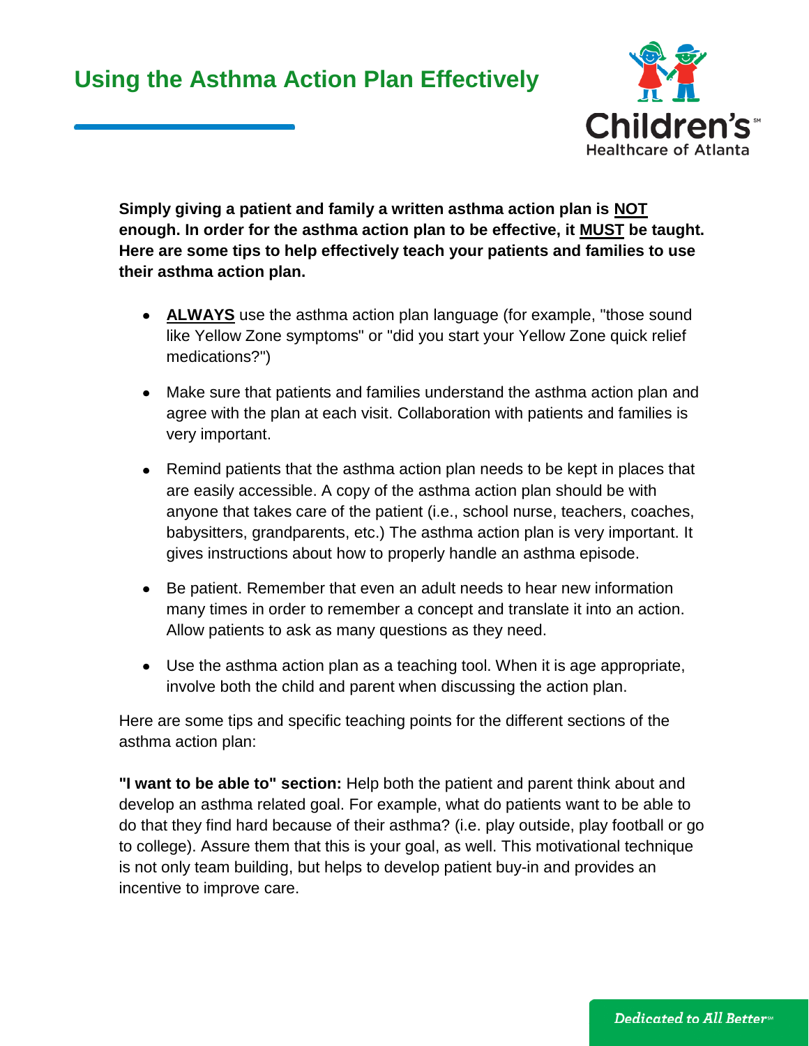# Using the Asthma Action Plan Effectively

**Simply giving a patient and family a written asthma action plan is NOT enough. In order for the asthma action plan to be effective, it MUST be taught. Here are some tips to help effectively teach your patients and families to use their asthma action plan.**

- **ALWAYS** use the asthma action plan language (for example, "those sound like Yellow Zone symptoms" or "did you start your Yellow Zone quick relief medications?")
- Make sure that patients and families understand the asthma action plan and agree with the plan at each visit. Collaboration with patients and families is very important.
- Remind patients that the asthma action plan needs to be kept in places that are easily accessible. A copy of the asthma action plan should be with anyone that takes care of the patient (i.e., school nurse, teachers, coaches, babysitters, grandparents, etc.) The asthma action plan is very important. It gives instructions about how to properly handle an asthma episode.
- Be patient. Remember that even an adult needs to hear new information many times in order to remember a concept and translate it into an action. Allow patients to ask as many questions as they need.
- Use the asthma action plan as a teaching tool. When it is age appropriate, involve both the child and parent when discussing the action plan.

Here are some tips and specific teaching points for the different sections of the asthma action plan:

**"I want to be able to" section:** Help both the patient and parent think about and develop an asthma related goal. For example, what do patients want to be able to do that they find hard because of their asthma? (i.e. play outside, play football or go to college). Assure them that this is your goal, as well. This motivational technique is not only team building, but helps to develop patient buy-in and provides an incentive to improve care.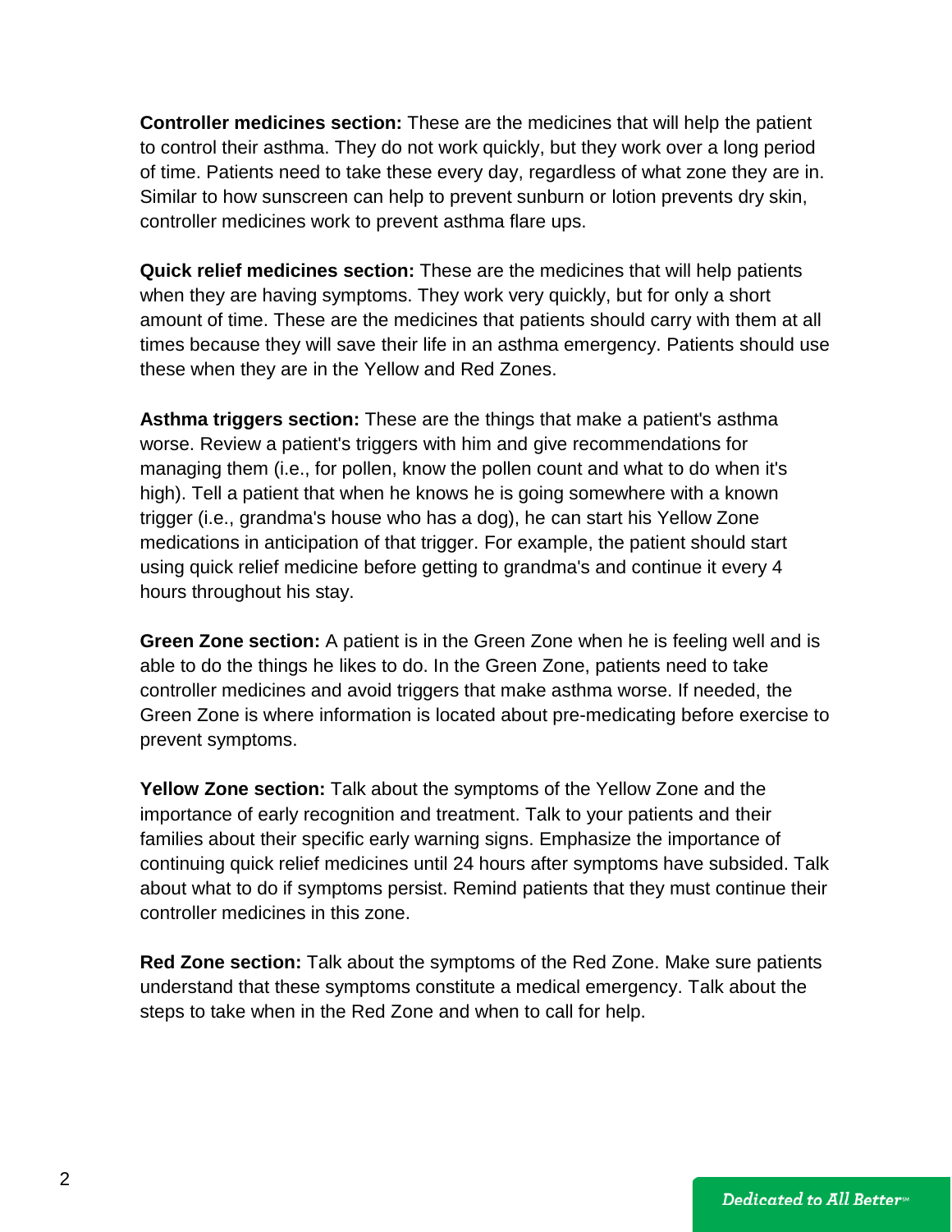**Controller medicines section:** These are the medicines that will help the patient to control their asthma. They do not work quickly, but they work over a long period of time. Patients need to take these every day, regardless of what zone they are in. Similar to how sunscreen can help to prevent sunburn or lotion prevents dry skin, controller medicines work to prevent asthma flare ups.

**Quick relief medicines section:** These are the medicines that will help patients when they are having symptoms. They work very quickly, but for only a short amount of time. These are the medicines that patients should carry with them at all times because they will save their life in an asthma emergency. Patients should use these when they are in the Yellow and Red Zones.

**Asthma triggers section:** These are the things that make a patient's asthma worse. Review a patient's triggers with him and give recommendations for managing them (i.e., for pollen, know the pollen count and what to do when it's high). Tell a patient that when he knows he is going somewhere with a known trigger (i.e., grandma's house who has a dog), he can start his Yellow Zone medications in anticipation of that trigger. For example, the patient should start using quick relief medicine before getting to grandma's and continue it every 4 hours throughout his stay.

**Green Zone section:** A patient is in the Green Zone when he is feeling well and is able to do the things he likes to do. In the Green Zone, patients need to take controller medicines and avoid triggers that make asthma worse. If needed, the Green Zone is where information is located about pre-medicating before exercise to prevent symptoms.

**Yellow Zone section:** Talk about the symptoms of the Yellow Zone and the importance of early recognition and treatment. Talk to your patients and their families about their specific early warning signs. Emphasize the importance of continuing quick relief medicines until 24 hours after symptoms have subsided. Talk about what to do if symptoms persist. Remind patients that they must continue their controller medicines in this zone.

**Red Zone section:** Talk about the symptoms of the Red Zone. Make sure patients understand that these symptoms constitute a medical emergency. Talk about the steps to take when in the Red Zone and when to call for help.